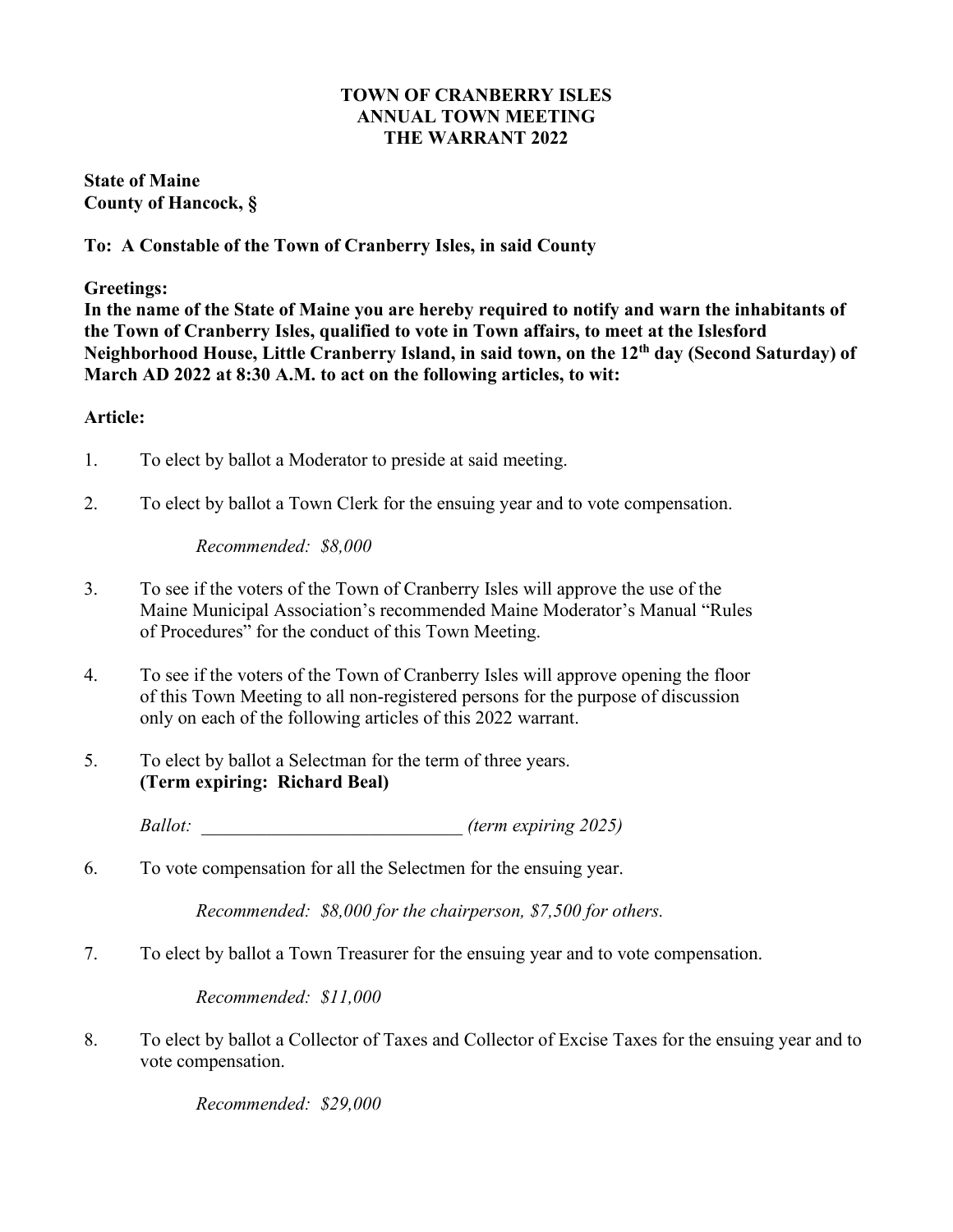# TOWN OF CRANBERRY ISLES
# ANNUAL TOWN MEETING
# THE WARRANT 2022

**State of Maine**
**County of Hancock, §**

**To: A Constable of the Town of Cranberry Isles, in said County**

**Greetings:**
**In the name of the State of Maine you are hereby required to notify and warn the inhabitants of the Town of Cranberry Isles, qualified to vote in Town affairs, to meet at the Islesford Neighborhood House, Little Cranberry Island, in said town, on the 12th day (Second Saturday) of March AD 2022 at 8:30 A.M. to act on the following articles, to wit:**

**Article:**

1. To elect by ballot a Moderator to preside at said meeting.

2. To elect by ballot a Town Clerk for the ensuing year and to vote compensation.

   *Recommended: $8,000*

3. To see if the voters of the Town of Cranberry Isles will approve the use of the Maine Municipal Association's recommended Maine Moderator's Manual "Rules of Procedures" for the conduct of this Town Meeting.

4. To see if the voters of the Town of Cranberry Isles will approve opening the floor of this Town Meeting to all non-registered persons for the purpose of discussion only on each of the following articles of this 2022 warrant.

5. To elect by ballot a Selectman for the term of three years.
   **(Term expiring: Richard Beal)**

   *Ballot:* ____________________________ *(term expiring 2025)*

6. To vote compensation for all the Selectmen for the ensuing year.

   *Recommended: $8,000 for the chairperson, $7,500 for others.*

7. To elect by ballot a Town Treasurer for the ensuing year and to vote compensation.

   *Recommended: $11,000*

8. To elect by ballot a Collector of Taxes and Collector of Excise Taxes for the ensuing year and to vote compensation.

   *Recommended: $29,000*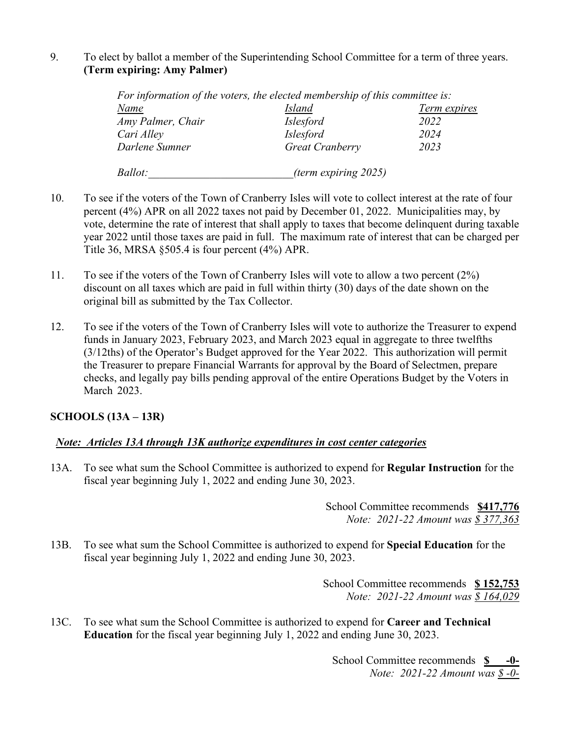9. To elect by ballot a member of the Superintending School Committee for a term of three years. **(Term expiring: Amy Palmer)**

*For information of the voters, the elected membership of this committee is:*

| *Name* | *Island* | *Term expires* |
|---|---|---|
| *Amy Palmer, Chair* | *Islesford* | *2022* |
| *Cari Alley* | *Islesford* | *2024* |
| *Darlene Sumner* | *Great Cranberry* | *2023* |

*Ballot:*__________________________*(term expiring 2025)*

10. To see if the voters of the Town of Cranberry Isles will vote to collect interest at the rate of four percent (4%) APR on all 2022 taxes not paid by December 01, 2022. Municipalities may, by vote, determine the rate of interest that shall apply to taxes that become delinquent during taxable year 2022 until those taxes are paid in full. The maximum rate of interest that can be charged per Title 36, MRSA §505.4 is four percent (4%) APR.

11. To see if the voters of the Town of Cranberry Isles will vote to allow a two percent (2%) discount on all taxes which are paid in full within thirty (30) days of the date shown on the original bill as submitted by the Tax Collector.

12. To see if the voters of the Town of Cranberry Isles will vote to authorize the Treasurer to expend funds in January 2023, February 2023, and March 2023 equal in aggregate to three twelfths (3/12ths) of the Operator's Budget approved for the Year 2022. This authorization will permit the Treasurer to prepare Financial Warrants for approval by the Board of Selectmen, prepare checks, and legally pay bills pending approval of the entire Operations Budget by the Voters in March 2023.

**SCHOOLS (13A – 13R)**

***Note: Articles 13A through 13K authorize expenditures in cost center categories***

13A. To see what sum the School Committee is authorized to expend for **Regular Instruction** for the fiscal year beginning July 1, 2022 and ending June 30, 2023.

School Committee recommends **$417,776**
*Note: 2021-22 Amount was $ 377,363*

13B. To see what sum the School Committee is authorized to expend for **Special Education** for the fiscal year beginning July 1, 2022 and ending June 30, 2023.

School Committee recommends **$ 152,753**
*Note: 2021-22 Amount was $ 164,029*

13C. To see what sum the School Committee is authorized to expend for **Career and Technical Education** for the fiscal year beginning July 1, 2022 and ending June 30, 2023.

School Committee recommends **$ -0-**
*Note: 2021-22 Amount was $ -0-*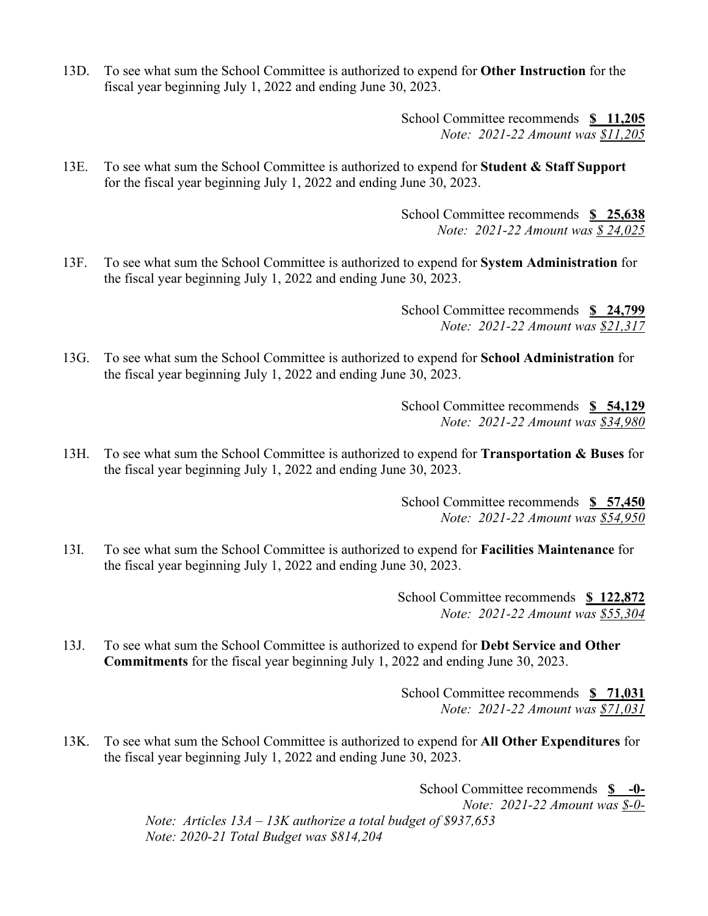13D. To see what sum the School Committee is authorized to expend for **Other Instruction** for the fiscal year beginning July 1, 2022 and ending June 30, 2023.

School Committee recommends **$ 11,205**
*Note: 2021-22 Amount was $11,205*

13E. To see what sum the School Committee is authorized to expend for **Student & Staff Support** for the fiscal year beginning July 1, 2022 and ending June 30, 2023.

School Committee recommends **$ 25,638**
*Note: 2021-22 Amount was $ 24,025*

13F. To see what sum the School Committee is authorized to expend for **System Administration** for the fiscal year beginning July 1, 2022 and ending June 30, 2023.

School Committee recommends **$ 24,799**
*Note: 2021-22 Amount was $21,317*

13G. To see what sum the School Committee is authorized to expend for **School Administration** for the fiscal year beginning July 1, 2022 and ending June 30, 2023.

School Committee recommends **$ 54,129**
*Note: 2021-22 Amount was $34,980*

13H. To see what sum the School Committee is authorized to expend for **Transportation & Buses** for the fiscal year beginning July 1, 2022 and ending June 30, 2023.

School Committee recommends **$ 57,450**
*Note: 2021-22 Amount was $54,950*

13I. To see what sum the School Committee is authorized to expend for **Facilities Maintenance** for the fiscal year beginning July 1, 2022 and ending June 30, 2023.

School Committee recommends **$ 122,872**
*Note: 2021-22 Amount was $55,304*

13J. To see what sum the School Committee is authorized to expend for **Debt Service and Other Commitments** for the fiscal year beginning July 1, 2022 and ending June 30, 2023.

School Committee recommends **$ 71,031**
*Note: 2021-22 Amount was $71,031*

13K. To see what sum the School Committee is authorized to expend for **All Other Expenditures** for the fiscal year beginning July 1, 2022 and ending June 30, 2023.

School Committee recommends **$ -0-**
*Note: 2021-22 Amount was $-0-*

*Note: Articles 13A – 13K authorize a total budget of $937,653*
*Note: 2020-21 Total Budget was $814,204*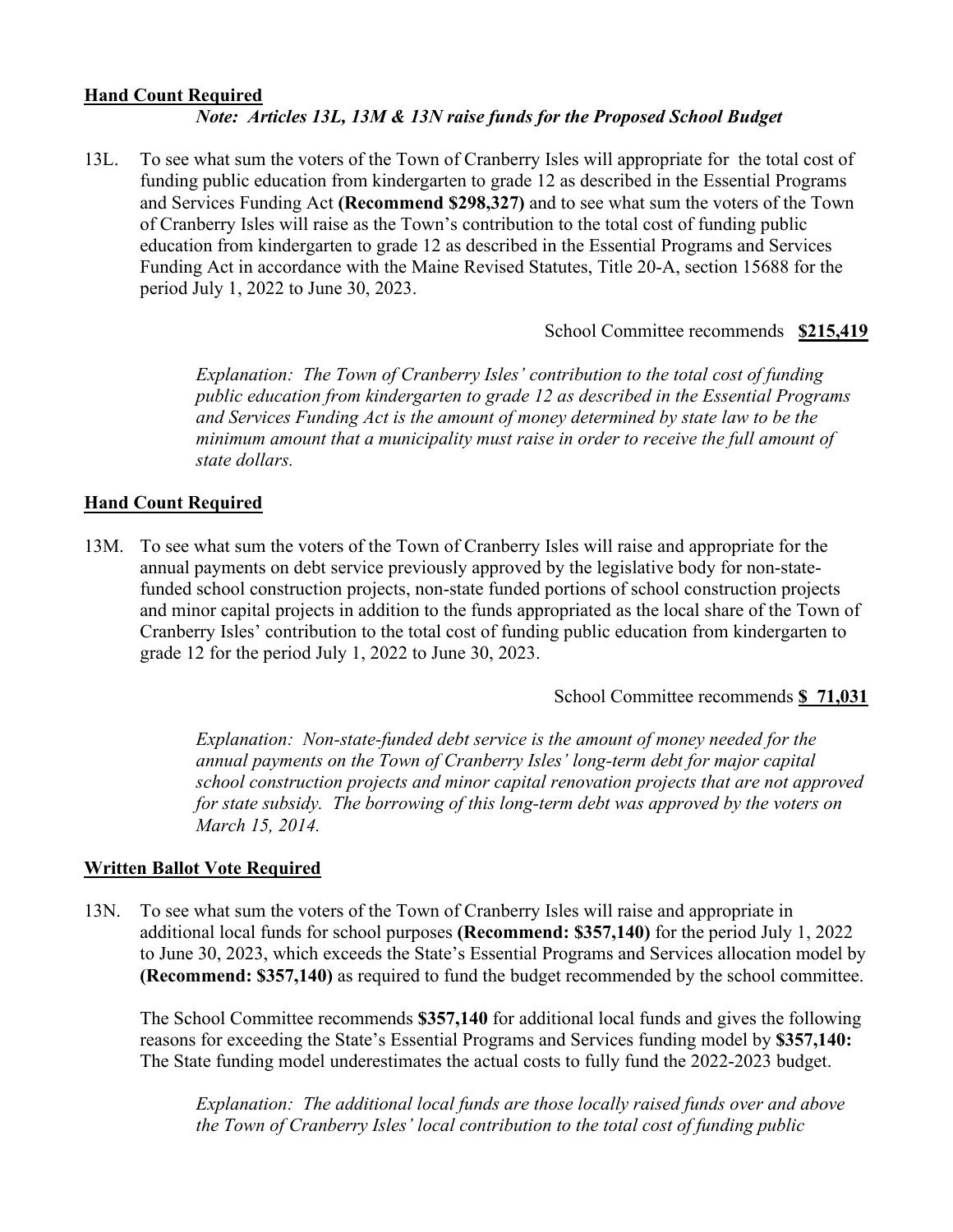**Hand Count Required**

*Note: Articles 13L, 13M & 13N raise funds for the Proposed School Budget*

13L. To see what sum the voters of the Town of Cranberry Isles will appropriate for the total cost of funding public education from kindergarten to grade 12 as described in the Essential Programs and Services Funding Act **(Recommend $298,327)** and to see what sum the voters of the Town of Cranberry Isles will raise as the Town's contribution to the total cost of funding public education from kindergarten to grade 12 as described in the Essential Programs and Services Funding Act in accordance with the Maine Revised Statutes, Title 20-A, section 15688 for the period July 1, 2022 to June 30, 2023.

School Committee recommends **$215,419**

*Explanation: The Town of Cranberry Isles' contribution to the total cost of funding public education from kindergarten to grade 12 as described in the Essential Programs and Services Funding Act is the amount of money determined by state law to be the minimum amount that a municipality must raise in order to receive the full amount of state dollars.*

**Hand Count Required**

13M. To see what sum the voters of the Town of Cranberry Isles will raise and appropriate for the annual payments on debt service previously approved by the legislative body for non-state-funded school construction projects, non-state funded portions of school construction projects and minor capital projects in addition to the funds appropriated as the local share of the Town of Cranberry Isles' contribution to the total cost of funding public education from kindergarten to grade 12 for the period July 1, 2022 to June 30, 2023.

School Committee recommends **$ 71,031**

*Explanation: Non-state-funded debt service is the amount of money needed for the annual payments on the Town of Cranberry Isles' long-term debt for major capital school construction projects and minor capital renovation projects that are not approved for state subsidy. The borrowing of this long-term debt was approved by the voters on March 15, 2014.*

**Written Ballot Vote Required**

13N. To see what sum the voters of the Town of Cranberry Isles will raise and appropriate in additional local funds for school purposes **(Recommend: $357,140)** for the period July 1, 2022 to June 30, 2023, which exceeds the State's Essential Programs and Services allocation model by **(Recommend: $357,140)** as required to fund the budget recommended by the school committee.

The School Committee recommends **$357,140** for additional local funds and gives the following reasons for exceeding the State's Essential Programs and Services funding model by **$357,140:** The State funding model underestimates the actual costs to fully fund the 2022-2023 budget.

*Explanation: The additional local funds are those locally raised funds over and above the Town of Cranberry Isles' local contribution to the total cost of funding public*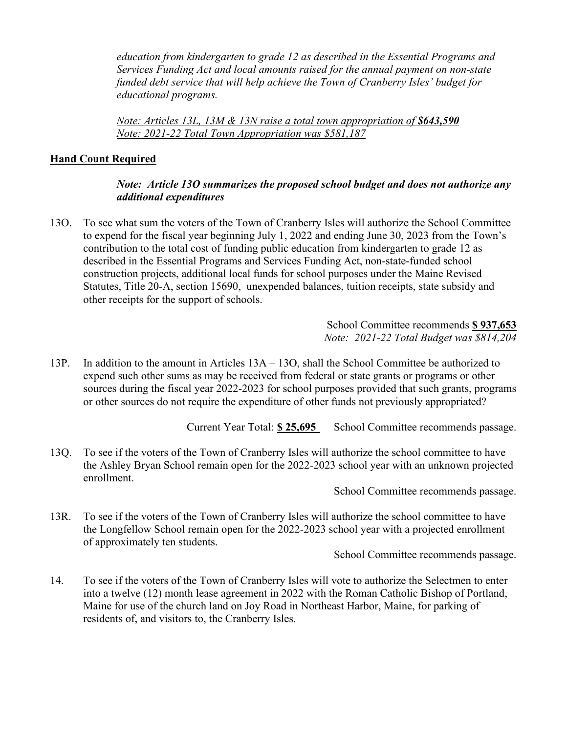*education from kindergarten to grade 12 as described in the Essential Programs and Services Funding Act and local amounts raised for the annual payment on non-state funded debt service that will help achieve the Town of Cranberry Isles' budget for educational programs.*

*Note: Articles 13L, 13M & 13N raise a total town appropriation of **$643,590***
*Note: 2021-22 Total Town Appropriation was $581,187*

**Hand Count Required**

***Note: Article 13O summarizes the proposed school budget and does not authorize any additional expenditures***

13O. To see what sum the voters of the Town of Cranberry Isles will authorize the School Committee to expend for the fiscal year beginning July 1, 2022 and ending June 30, 2023 from the Town's contribution to the total cost of funding public education from kindergarten to grade 12 as described in the Essential Programs and Services Funding Act, non-state-funded school construction projects, additional local funds for school purposes under the Maine Revised Statutes, Title 20-A, section 15690, unexpended balances, tuition receipts, state subsidy and other receipts for the support of schools.

School Committee recommends **$ 937,653**
*Note: 2021-22 Total Budget was $814,204*

13P. In addition to the amount in Articles 13A – 13O, shall the School Committee be authorized to expend such other sums as may be received from federal or state grants or programs or other sources during the fiscal year 2022-2023 for school purposes provided that such grants, programs or other sources do not require the expenditure of other funds not previously appropriated?

Current Year Total: **$ 25,695** School Committee recommends passage.

13Q. To see if the voters of the Town of Cranberry Isles will authorize the school committee to have the Ashley Bryan School remain open for the 2022-2023 school year with an unknown projected enrollment.

School Committee recommends passage.

13R. To see if the voters of the Town of Cranberry Isles will authorize the school committee to have the Longfellow School remain open for the 2022-2023 school year with a projected enrollment of approximately ten students.

School Committee recommends passage.

14. To see if the voters of the Town of Cranberry Isles will vote to authorize the Selectmen to enter into a twelve (12) month lease agreement in 2022 with the Roman Catholic Bishop of Portland, Maine for use of the church land on Joy Road in Northeast Harbor, Maine, for parking of residents of, and visitors to, the Cranberry Isles.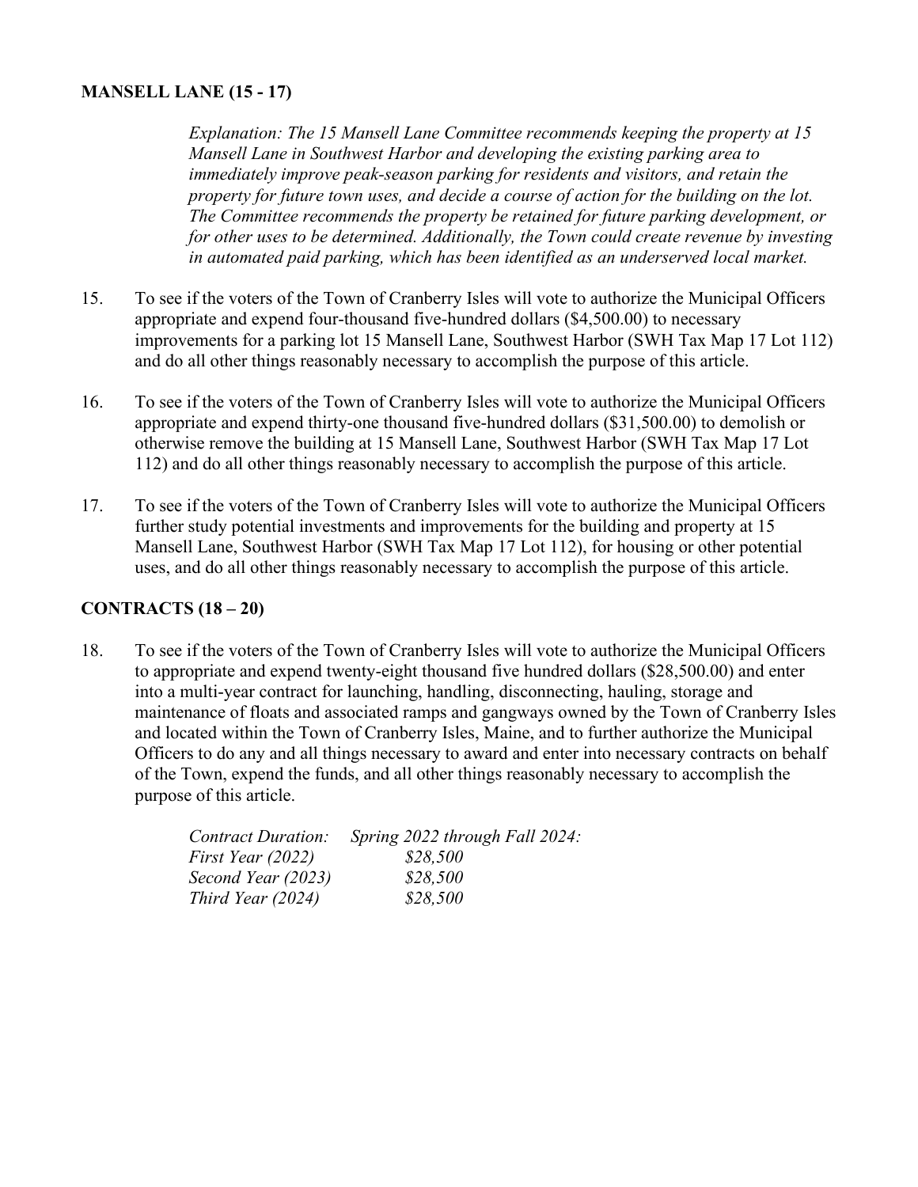## MANSELL LANE (15 - 17)

*Explanation: The 15 Mansell Lane Committee recommends keeping the property at 15 Mansell Lane in Southwest Harbor and developing the existing parking area to immediately improve peak-season parking for residents and visitors, and retain the property for future town uses, and decide a course of action for the building on the lot. The Committee recommends the property be retained for future parking development, or for other uses to be determined. Additionally, the Town could create revenue by investing in automated paid parking, which has been identified as an underserved local market.*

15. To see if the voters of the Town of Cranberry Isles will vote to authorize the Municipal Officers appropriate and expend four-thousand five-hundred dollars ($4,500.00) to necessary improvements for a parking lot 15 Mansell Lane, Southwest Harbor (SWH Tax Map 17 Lot 112) and do all other things reasonably necessary to accomplish the purpose of this article.

16. To see if the voters of the Town of Cranberry Isles will vote to authorize the Municipal Officers appropriate and expend thirty-one thousand five-hundred dollars ($31,500.00) to demolish or otherwise remove the building at 15 Mansell Lane, Southwest Harbor (SWH Tax Map 17 Lot 112) and do all other things reasonably necessary to accomplish the purpose of this article.

17. To see if the voters of the Town of Cranberry Isles will vote to authorize the Municipal Officers further study potential investments and improvements for the building and property at 15 Mansell Lane, Southwest Harbor (SWH Tax Map 17 Lot 112), for housing or other potential uses, and do all other things reasonably necessary to accomplish the purpose of this article.

## CONTRACTS (18 – 20)

18. To see if the voters of the Town of Cranberry Isles will vote to authorize the Municipal Officers to appropriate and expend twenty-eight thousand five hundred dollars ($28,500.00) and enter into a multi-year contract for launching, handling, disconnecting, hauling, storage and maintenance of floats and associated ramps and gangways owned by the Town of Cranberry Isles and located within the Town of Cranberry Isles, Maine, and to further authorize the Municipal Officers to do any and all things necessary to award and enter into necessary contracts on behalf of the Town, expend the funds, and all other things reasonably necessary to accomplish the purpose of this article.

| *Contract Duration:* | *Spring 2022 through Fall 2024:* |
|---|---|
| *First Year (2022)* | *$28,500* |
| *Second Year (2023)* | *$28,500* |
| *Third Year (2024)* | *$28,500* |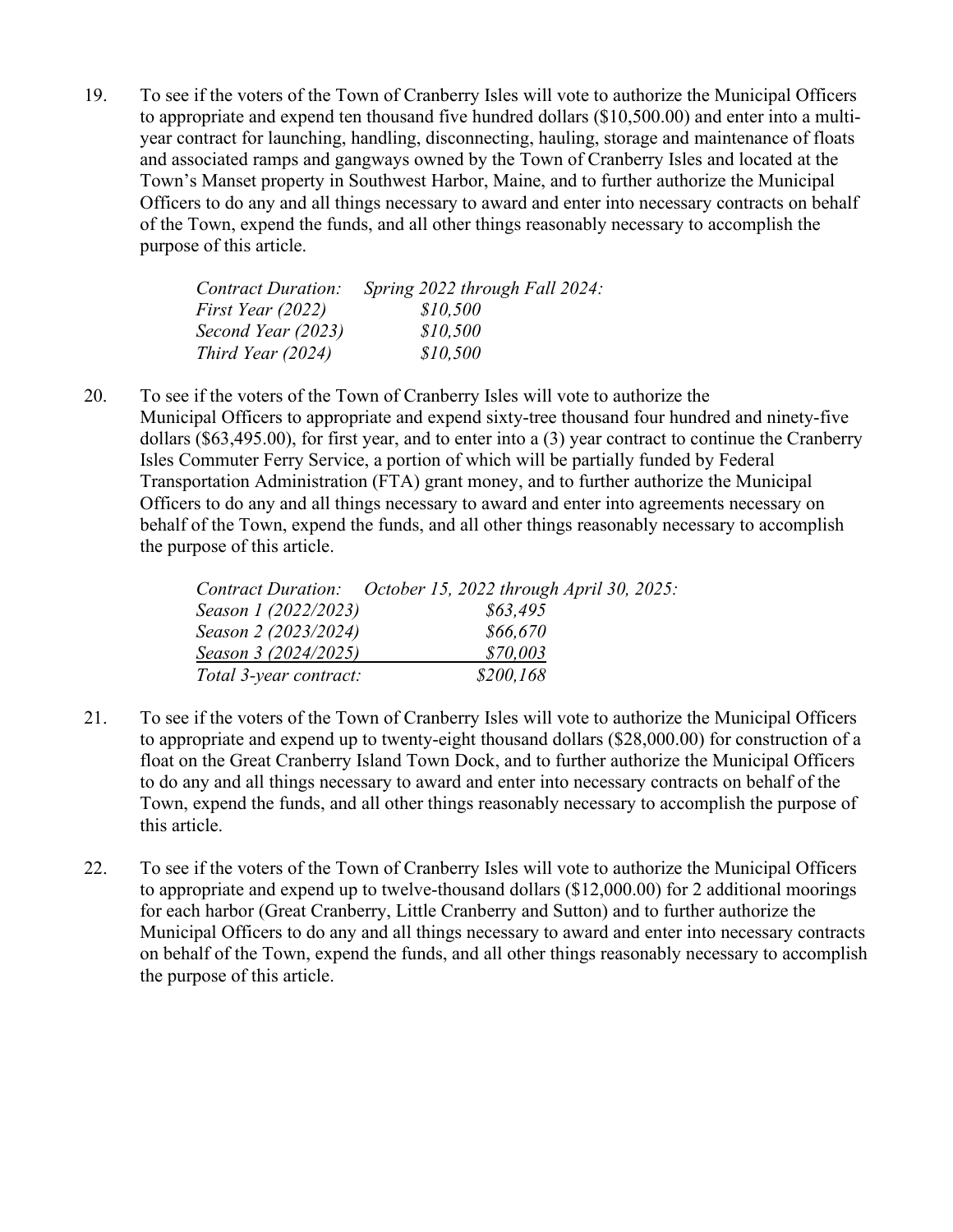19. To see if the voters of the Town of Cranberry Isles will vote to authorize the Municipal Officers to appropriate and expend ten thousand five hundred dollars ($10,500.00) and enter into a multi-year contract for launching, handling, disconnecting, hauling, storage and maintenance of floats and associated ramps and gangways owned by the Town of Cranberry Isles and located at the Town's Manset property in Southwest Harbor, Maine, and to further authorize the Municipal Officers to do any and all things necessary to award and enter into necessary contracts on behalf of the Town, expend the funds, and all other things reasonably necessary to accomplish the purpose of this article.

| *Contract Duration:* | *Spring 2022 through Fall 2024:* |
|---|---|
| *First Year (2022)* | *$10,500* |
| *Second Year (2023)* | *$10,500* |
| *Third Year (2024)* | *$10,500* |

20. To see if the voters of the Town of Cranberry Isles will vote to authorize the Municipal Officers to appropriate and expend sixty-tree thousand four hundred and ninety-five dollars ($63,495.00), for first year, and to enter into a (3) year contract to continue the Cranberry Isles Commuter Ferry Service, a portion of which will be partially funded by Federal Transportation Administration (FTA) grant money, and to further authorize the Municipal Officers to do any and all things necessary to award and enter into agreements necessary on behalf of the Town, expend the funds, and all other things reasonably necessary to accomplish the purpose of this article.

| *Contract Duration:* | *October 15, 2022 through April 30, 2025:* |
|---|---|
| *Season 1 (2022/2023)* | *$63,495* |
| *Season 2 (2023/2024)* | *$66,670* |
| *Season 3 (2024/2025)* | *$70,003* |
| *Total 3-year contract:* | *$200,168* |

21. To see if the voters of the Town of Cranberry Isles will vote to authorize the Municipal Officers to appropriate and expend up to twenty-eight thousand dollars ($28,000.00) for construction of a float on the Great Cranberry Island Town Dock, and to further authorize the Municipal Officers to do any and all things necessary to award and enter into necessary contracts on behalf of the Town, expend the funds, and all other things reasonably necessary to accomplish the purpose of this article.

22. To see if the voters of the Town of Cranberry Isles will vote to authorize the Municipal Officers to appropriate and expend up to twelve-thousand dollars ($12,000.00) for 2 additional moorings for each harbor (Great Cranberry, Little Cranberry and Sutton) and to further authorize the Municipal Officers to do any and all things necessary to award and enter into necessary contracts on behalf of the Town, expend the funds, and all other things reasonably necessary to accomplish the purpose of this article.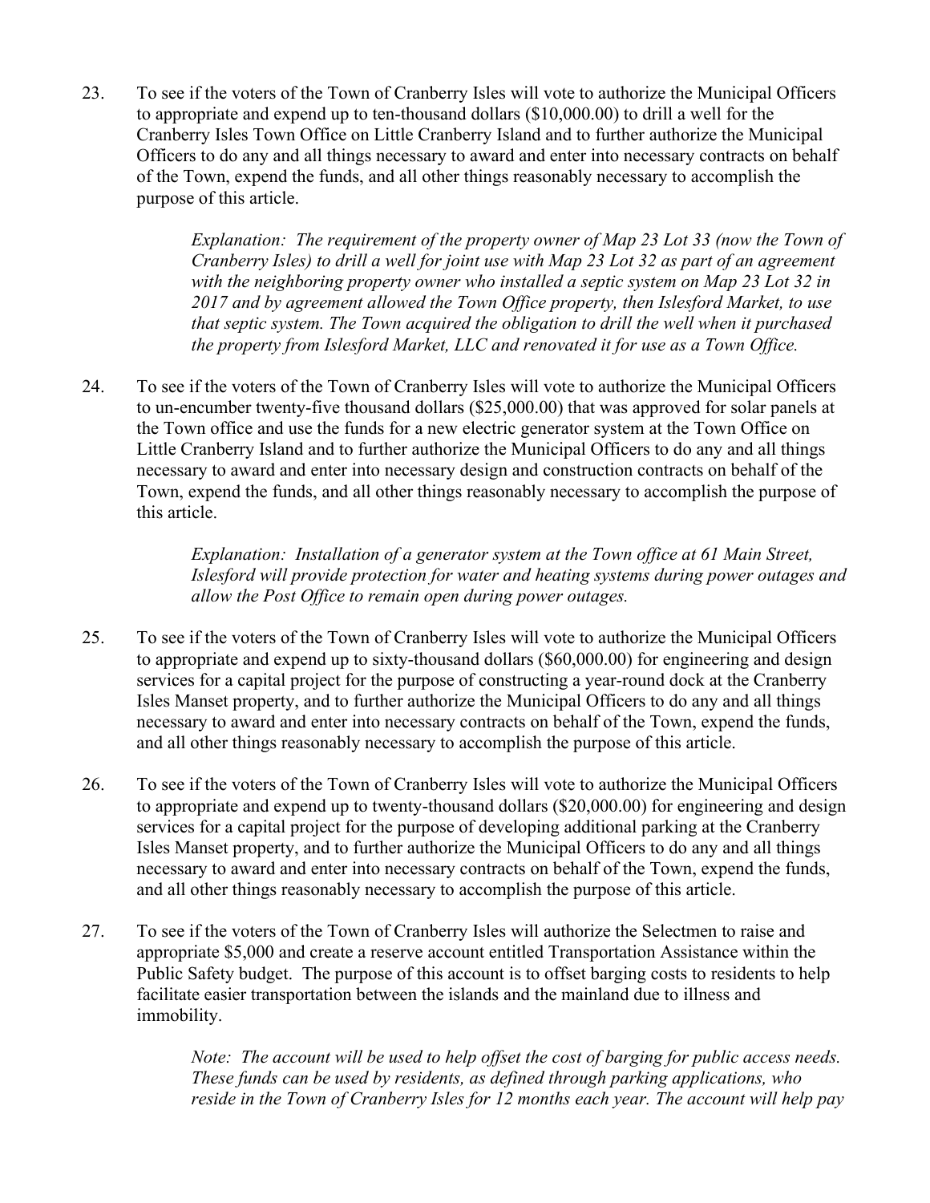23. To see if the voters of the Town of Cranberry Isles will vote to authorize the Municipal Officers to appropriate and expend up to ten-thousand dollars ($10,000.00) to drill a well for the Cranberry Isles Town Office on Little Cranberry Island and to further authorize the Municipal Officers to do any and all things necessary to award and enter into necessary contracts on behalf of the Town, expend the funds, and all other things reasonably necessary to accomplish the purpose of this article.

    *Explanation: The requirement of the property owner of Map 23 Lot 33 (now the Town of Cranberry Isles) to drill a well for joint use with Map 23 Lot 32 as part of an agreement with the neighboring property owner who installed a septic system on Map 23 Lot 32 in 2017 and by agreement allowed the Town Office property, then Islesford Market, to use that septic system. The Town acquired the obligation to drill the well when it purchased the property from Islesford Market, LLC and renovated it for use as a Town Office.*

24. To see if the voters of the Town of Cranberry Isles will vote to authorize the Municipal Officers to un-encumber twenty-five thousand dollars ($25,000.00) that was approved for solar panels at the Town office and use the funds for a new electric generator system at the Town Office on Little Cranberry Island and to further authorize the Municipal Officers to do any and all things necessary to award and enter into necessary design and construction contracts on behalf of the Town, expend the funds, and all other things reasonably necessary to accomplish the purpose of this article.

    *Explanation: Installation of a generator system at the Town office at 61 Main Street, Islesford will provide protection for water and heating systems during power outages and allow the Post Office to remain open during power outages.*

25. To see if the voters of the Town of Cranberry Isles will vote to authorize the Municipal Officers to appropriate and expend up to sixty-thousand dollars ($60,000.00) for engineering and design services for a capital project for the purpose of constructing a year-round dock at the Cranberry Isles Manset property, and to further authorize the Municipal Officers to do any and all things necessary to award and enter into necessary contracts on behalf of the Town, expend the funds, and all other things reasonably necessary to accomplish the purpose of this article.

26. To see if the voters of the Town of Cranberry Isles will vote to authorize the Municipal Officers to appropriate and expend up to twenty-thousand dollars ($20,000.00) for engineering and design services for a capital project for the purpose of developing additional parking at the Cranberry Isles Manset property, and to further authorize the Municipal Officers to do any and all things necessary to award and enter into necessary contracts on behalf of the Town, expend the funds, and all other things reasonably necessary to accomplish the purpose of this article.

27. To see if the voters of the Town of Cranberry Isles will authorize the Selectmen to raise and appropriate $5,000 and create a reserve account entitled Transportation Assistance within the Public Safety budget. The purpose of this account is to offset barging costs to residents to help facilitate easier transportation between the islands and the mainland due to illness and immobility.

    *Note: The account will be used to help offset the cost of barging for public access needs. These funds can be used by residents, as defined through parking applications, who reside in the Town of Cranberry Isles for 12 months each year. The account will help pay*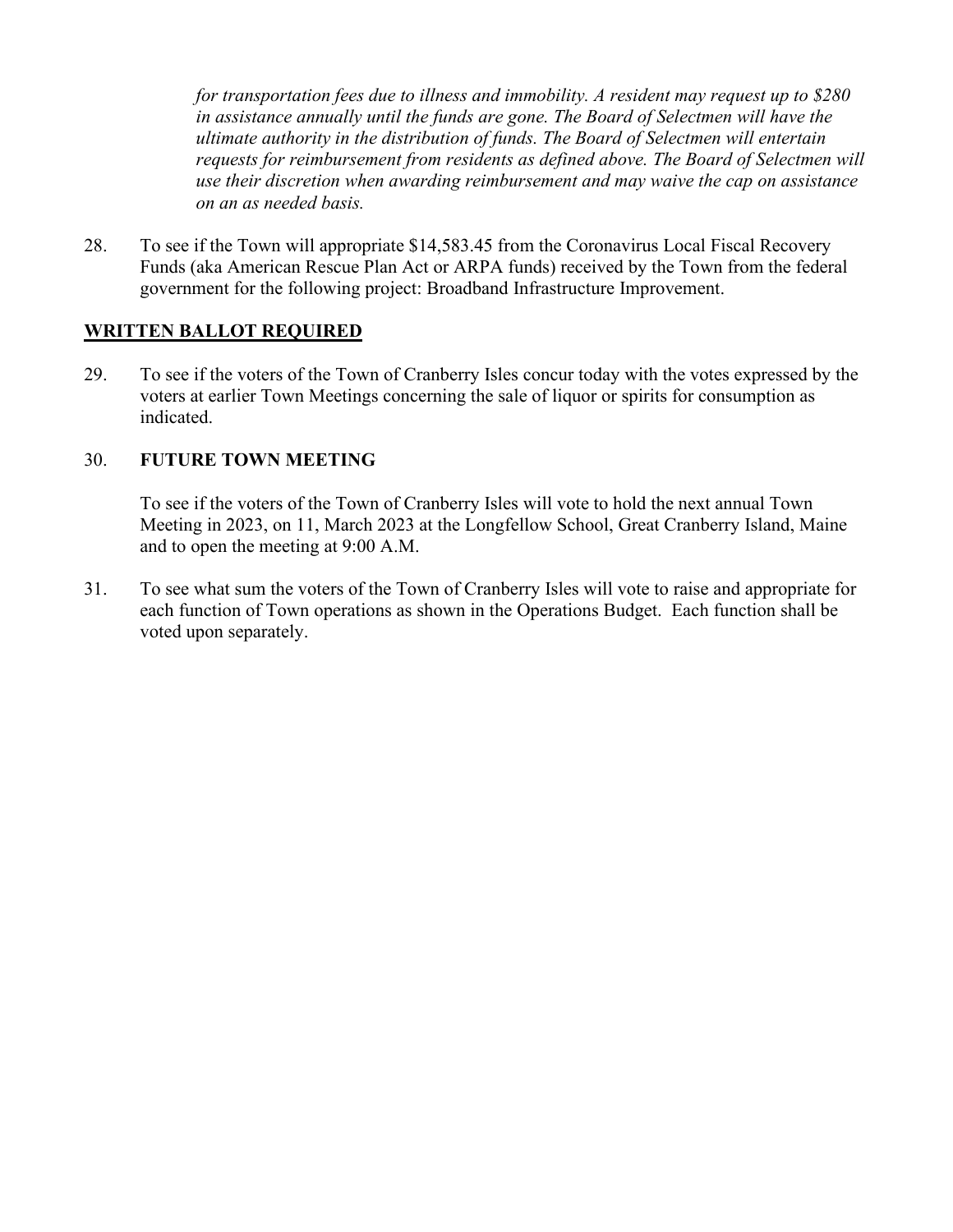*for transportation fees due to illness and immobility. A resident may request up to $280 in assistance annually until the funds are gone. The Board of Selectmen will have the ultimate authority in the distribution of funds. The Board of Selectmen will entertain requests for reimbursement from residents as defined above. The Board of Selectmen will use their discretion when awarding reimbursement and may waive the cap on assistance on an as needed basis.*

28. To see if the Town will appropriate $14,583.45 from the Coronavirus Local Fiscal Recovery Funds (aka American Rescue Plan Act or ARPA funds) received by the Town from the federal government for the following project: Broadband Infrastructure Improvement.

**WRITTEN BALLOT REQUIRED**

29. To see if the voters of the Town of Cranberry Isles concur today with the votes expressed by the voters at earlier Town Meetings concerning the sale of liquor or spirits for consumption as indicated.

30. **FUTURE TOWN MEETING**

    To see if the voters of the Town of Cranberry Isles will vote to hold the next annual Town Meeting in 2023, on 11, March 2023 at the Longfellow School, Great Cranberry Island, Maine and to open the meeting at 9:00 A.M.

31. To see what sum the voters of the Town of Cranberry Isles will vote to raise and appropriate for each function of Town operations as shown in the Operations Budget. Each function shall be voted upon separately.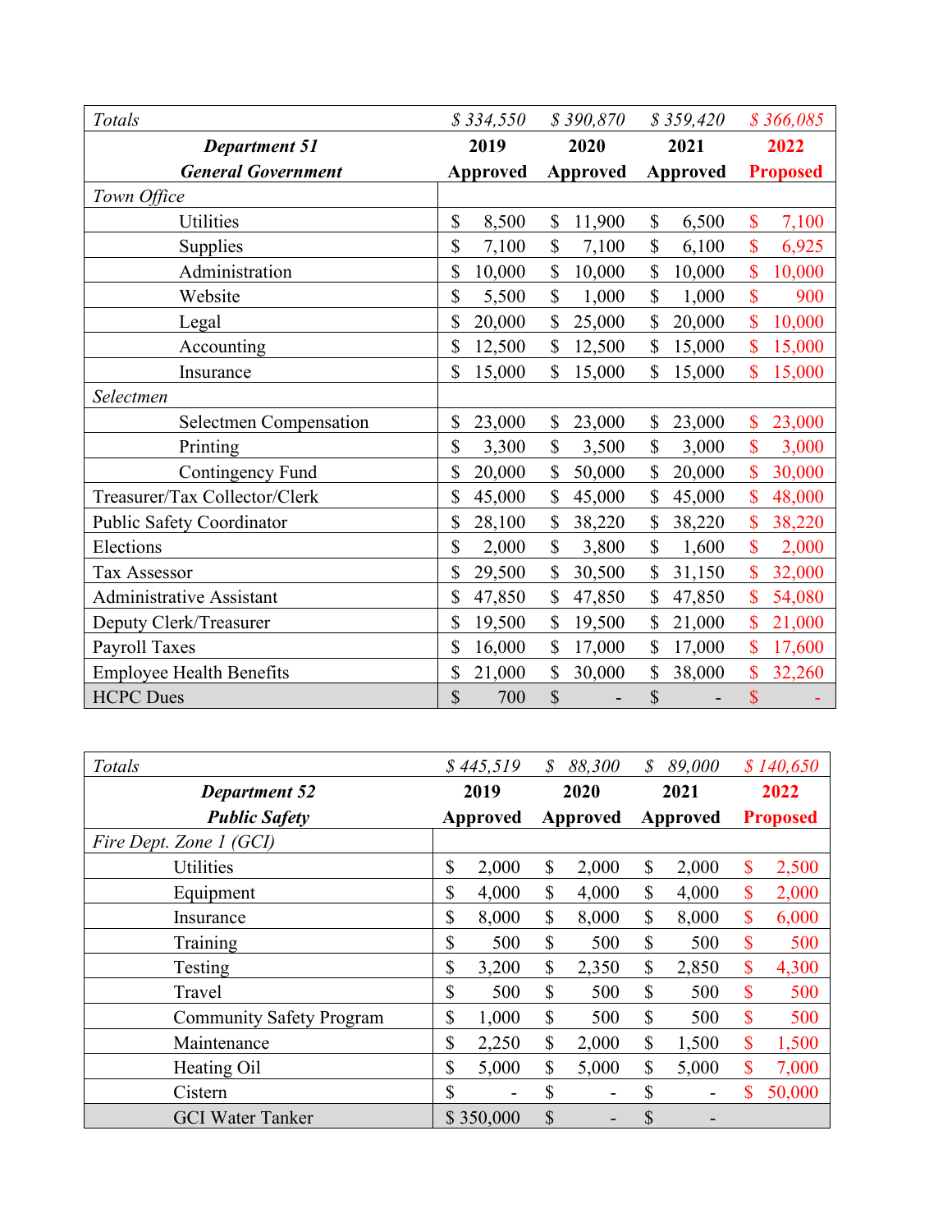| *Totals* | *$ 334,550* | *$ 390,870* | *$ 359,420* | *$ 366,085* |
|---|---|---|---|---|
| ***Department 51*** ***General Government*** | **2019 Approved** | **2020 Approved** | **2021 Approved** | **2022 Proposed** |
| *Town Office* | | | | |
| Utilities | $ 8,500 | $ 11,900 | $ 6,500 | $ 7,100 |
| Supplies | $ 7,100 | $ 7,100 | $ 6,100 | $ 6,925 |
| Administration | $ 10,000 | $ 10,000 | $ 10,000 | $ 10,000 |
| Website | $ 5,500 | $ 1,000 | $ 1,000 | $ 900 |
| Legal | $ 20,000 | $ 25,000 | $ 20,000 | $ 10,000 |
| Accounting | $ 12,500 | $ 12,500 | $ 15,000 | $ 15,000 |
| Insurance | $ 15,000 | $ 15,000 | $ 15,000 | $ 15,000 |
| *Selectmen* | | | | |
| Selectmen Compensation | $ 23,000 | $ 23,000 | $ 23,000 | $ 23,000 |
| Printing | $ 3,300 | $ 3,500 | $ 3,000 | $ 3,000 |
| Contingency Fund | $ 20,000 | $ 50,000 | $ 20,000 | $ 30,000 |
| Treasurer/Tax Collector/Clerk | $ 45,000 | $ 45,000 | $ 45,000 | $ 48,000 |
| Public Safety Coordinator | $ 28,100 | $ 38,220 | $ 38,220 | $ 38,220 |
| Elections | $ 2,000 | $ 3,800 | $ 1,600 | $ 2,000 |
| Tax Assessor | $ 29,500 | $ 30,500 | $ 31,150 | $ 32,000 |
| Administrative Assistant | $ 47,850 | $ 47,850 | $ 47,850 | $ 54,080 |
| Deputy Clerk/Treasurer | $ 19,500 | $ 19,500 | $ 21,000 | $ 21,000 |
| Payroll Taxes | $ 16,000 | $ 17,000 | $ 17,000 | $ 17,600 |
| Employee Health Benefits | $ 21,000 | $ 30,000 | $ 38,000 | $ 32,260 |
| HCPC Dues | $ 700 | $ - | $ - | $ - |

| *Totals* | *$ 445,519* | *$ 88,300* | *$ 89,000* | *$ 140,650* |
|---|---|---|---|---|
| ***Department 52*** ***Public Safety*** | **2019 Approved** | **2020 Approved** | **2021 Approved** | **2022 Proposed** |
| *Fire Dept. Zone 1 (GCI)* | | | | |
| Utilities | $ 2,000 | $ 2,000 | $ 2,000 | $ 2,500 |
| Equipment | $ 4,000 | $ 4,000 | $ 4,000 | $ 2,000 |
| Insurance | $ 8,000 | $ 8,000 | $ 8,000 | $ 6,000 |
| Training | $ 500 | $ 500 | $ 500 | $ 500 |
| Testing | $ 3,200 | $ 2,350 | $ 2,850 | $ 4,300 |
| Travel | $ 500 | $ 500 | $ 500 | $ 500 |
| Community Safety Program | $ 1,000 | $ 500 | $ 500 | $ 500 |
| Maintenance | $ 2,250 | $ 2,000 | $ 1,500 | $ 1,500 |
| Heating Oil | $ 5,000 | $ 5,000 | $ 5,000 | $ 7,000 |
| Cistern | $ - | $ - | $ - | $ 50,000 |
| GCI Water Tanker | $ 350,000 | $ - | $ - | |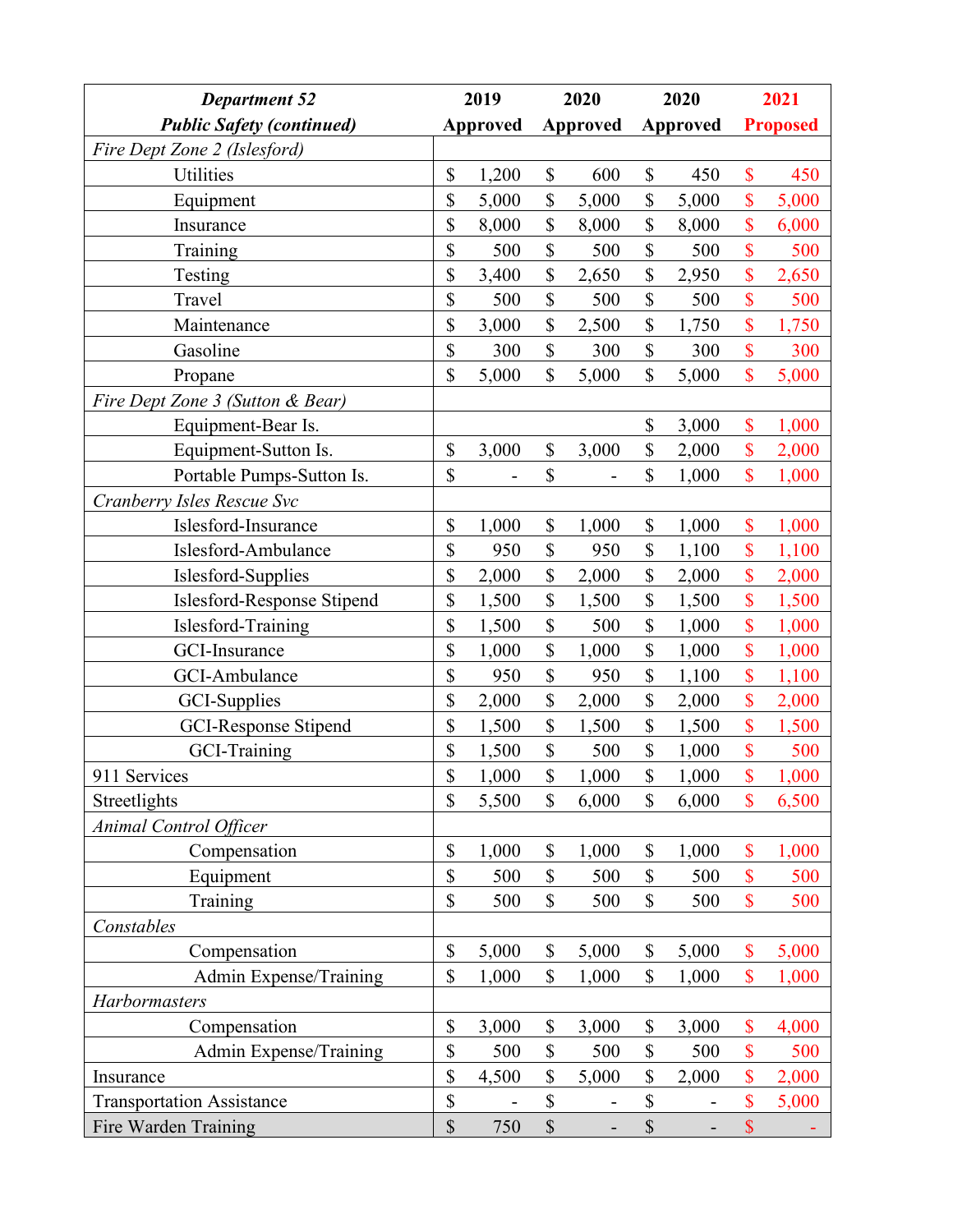| *Department 52* *Public Safety (continued)* | 2019 Approved | 2020 Approved | 2020 Approved | 2021 Proposed |
|---|---|---|---|---|
| *Fire Dept Zone 2 (Islesford)* | | | | |
| Utilities | $ 1,200 | $ 600 | $ 450 | $ 450 |
| Equipment | $ 5,000 | $ 5,000 | $ 5,000 | $ 5,000 |
| Insurance | $ 8,000 | $ 8,000 | $ 8,000 | $ 6,000 |
| Training | $ 500 | $ 500 | $ 500 | $ 500 |
| Testing | $ 3,400 | $ 2,650 | $ 2,950 | $ 2,650 |
| Travel | $ 500 | $ 500 | $ 500 | $ 500 |
| Maintenance | $ 3,000 | $ 2,500 | $ 1,750 | $ 1,750 |
| Gasoline | $ 300 | $ 300 | $ 300 | $ 300 |
| Propane | $ 5,000 | $ 5,000 | $ 5,000 | $ 5,000 |
| *Fire Dept Zone 3 (Sutton & Bear)* | | | | |
| Equipment-Bear Is. | | | $ 3,000 | $ 1,000 |
| Equipment-Sutton Is. | $ 3,000 | $ 3,000 | $ 2,000 | $ 2,000 |
| Portable Pumps-Sutton Is. | $ - | $ - | $ 1,000 | $ 1,000 |
| *Cranberry Isles Rescue Svc* | | | | |
| Islesford-Insurance | $ 1,000 | $ 1,000 | $ 1,000 | $ 1,000 |
| Islesford-Ambulance | $ 950 | $ 950 | $ 1,100 | $ 1,100 |
| Islesford-Supplies | $ 2,000 | $ 2,000 | $ 2,000 | $ 2,000 |
| Islesford-Response Stipend | $ 1,500 | $ 1,500 | $ 1,500 | $ 1,500 |
| Islesford-Training | $ 1,500 | $ 500 | $ 1,000 | $ 1,000 |
| GCI-Insurance | $ 1,000 | $ 1,000 | $ 1,000 | $ 1,000 |
| GCI-Ambulance | $ 950 | $ 950 | $ 1,100 | $ 1,100 |
| GCI-Supplies | $ 2,000 | $ 2,000 | $ 2,000 | $ 2,000 |
| GCI-Response Stipend | $ 1,500 | $ 1,500 | $ 1,500 | $ 1,500 |
| GCI-Training | $ 1,500 | $ 500 | $ 1,000 | $ 500 |
| 911 Services | $ 1,000 | $ 1,000 | $ 1,000 | $ 1,000 |
| Streetlights | $ 5,500 | $ 6,000 | $ 6,000 | $ 6,500 |
| *Animal Control Officer* | | | | |
| Compensation | $ 1,000 | $ 1,000 | $ 1,000 | $ 1,000 |
| Equipment | $ 500 | $ 500 | $ 500 | $ 500 |
| Training | $ 500 | $ 500 | $ 500 | $ 500 |
| *Constables* | | | | |
| Compensation | $ 5,000 | $ 5,000 | $ 5,000 | $ 5,000 |
| Admin Expense/Training | $ 1,000 | $ 1,000 | $ 1,000 | $ 1,000 |
| *Harbormasters* | | | | |
| Compensation | $ 3,000 | $ 3,000 | $ 3,000 | $ 4,000 |
| Admin Expense/Training | $ 500 | $ 500 | $ 500 | $ 500 |
| Insurance | $ 4,500 | $ 5,000 | $ 2,000 | $ 2,000 |
| Transportation Assistance | $ - | $ - | $ - | $ 5,000 |
| Fire Warden Training | $ 750 | $ - | $ - | $ - |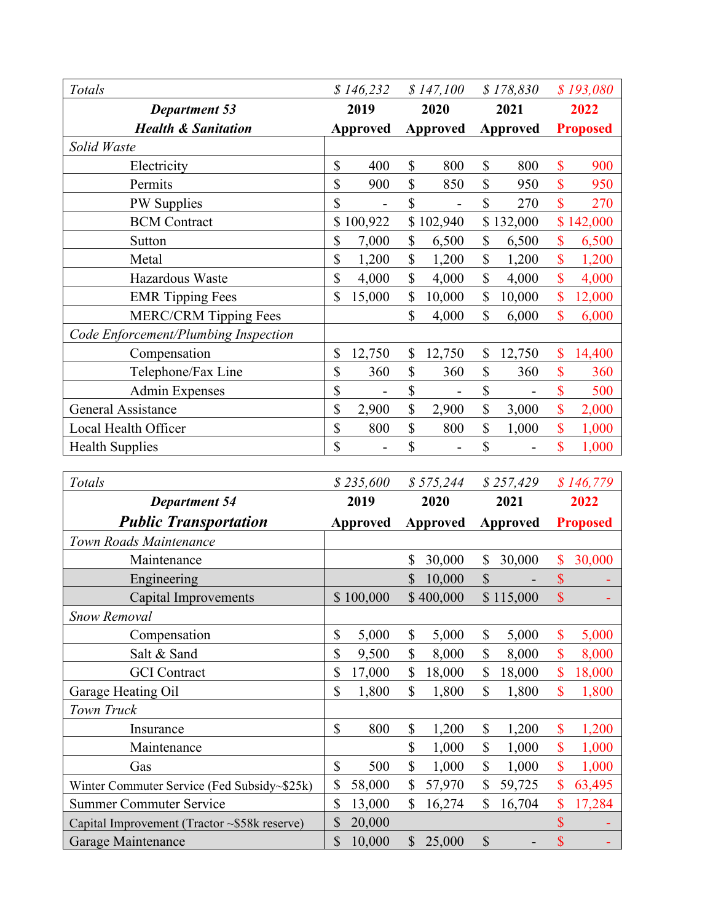| *Totals* | *$ 146,232* | *$ 147,100* | *$ 178,830* | *$ 193,080* |
|---|---|---|---|---|
| ***Department 53*** | **2019** | **2020** | **2021** | **2022** |
| ***Health & Sanitation*** | **Approved** | **Approved** | **Approved** | **Proposed** |
| *Solid Waste* | | | | |
| Electricity | $ 400 | $ 800 | $ 800 | $ 900 |
| Permits | $ 900 | $ 850 | $ 950 | $ 950 |
| PW Supplies | $ - | $ - | $ 270 | $ 270 |
| BCM Contract | $ 100,922 | $ 102,940 | $ 132,000 | $ 142,000 |
| Sutton | $ 7,000 | $ 6,500 | $ 6,500 | $ 6,500 |
| Metal | $ 1,200 | $ 1,200 | $ 1,200 | $ 1,200 |
| Hazardous Waste | $ 4,000 | $ 4,000 | $ 4,000 | $ 4,000 |
| EMR Tipping Fees | $ 15,000 | $ 10,000 | $ 10,000 | $ 12,000 |
| MERC/CRM Tipping Fees | | $ 4,000 | $ 6,000 | $ 6,000 |
| *Code Enforcement/Plumbing Inspection* | | | | |
| Compensation | $ 12,750 | $ 12,750 | $ 12,750 | $ 14,400 |
| Telephone/Fax Line | $ 360 | $ 360 | $ 360 | $ 360 |
| Admin Expenses | $ - | $ - | $ - | $ 500 |
| General Assistance | $ 2,900 | $ 2,900 | $ 3,000 | $ 2,000 |
| Local Health Officer | $ 800 | $ 800 | $ 1,000 | $ 1,000 |
| Health Supplies | $ - | $ - | $ - | $ 1,000 |

| *Totals* | *$ 235,600* | *$ 575,244* | *$ 257,429* | *$ 146,779* |
|---|---|---|---|---|
| ***Department 54*** | **2019** | **2020** | **2021** | **2022** |
| ***Public Transportation*** | **Approved** | **Approved** | **Approved** | **Proposed** |
| *Town Roads Maintenance* | | | | |
| Maintenance | | $ 30,000 | $ 30,000 | $ 30,000 |
| Engineering | | $ 10,000 | $ - | $ - |
| Capital Improvements | $ 100,000 | $ 400,000 | $ 115,000 | $ - |
| *Snow Removal* | | | | |
| Compensation | $ 5,000 | $ 5,000 | $ 5,000 | $ 5,000 |
| Salt & Sand | $ 9,500 | $ 8,000 | $ 8,000 | $ 8,000 |
| GCI Contract | $ 17,000 | $ 18,000 | $ 18,000 | $ 18,000 |
| Garage Heating Oil | $ 1,800 | $ 1,800 | $ 1,800 | $ 1,800 |
| *Town Truck* | | | | |
| Insurance | $ 800 | $ 1,200 | $ 1,200 | $ 1,200 |
| Maintenance | | $ 1,000 | $ 1,000 | $ 1,000 |
| Gas | $ 500 | $ 1,000 | $ 1,000 | $ 1,000 |
| Winter Commuter Service (Fed Subsidy~$25k) | $ 58,000 | $ 57,970 | $ 59,725 | $ 63,495 |
| Summer Commuter Service | $ 13,000 | $ 16,274 | $ 16,704 | $ 17,284 |
| Capital Improvement (Tractor ~$58k reserve) | $ 20,000 | | | $ - |
| Garage Maintenance | $ 10,000 | $ 25,000 | $ - | $ - |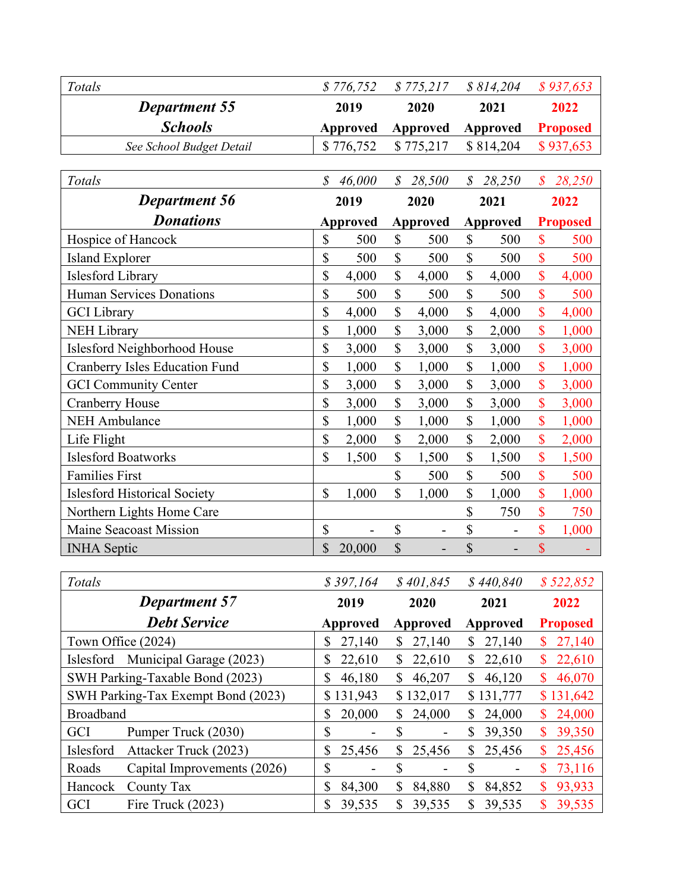| *Totals* | *$ 776,752* | *$ 775,217* | *$ 814,204* | *$ 937,653* |
|---|---|---|---|---|
| ***Department 55 Schools*** | **2019 Approved** | **2020 Approved** | **2021 Approved** | **2022 Proposed** |
| *See School Budget Detail* | $ 776,752 | $ 775,217 | $ 814,204 | $ 937,653 |

| *Totals* | *$ 46,000* | *$ 28,500* | *$ 28,250* | *$ 28,250* |
|---|---|---|---|---|
| ***Department 56 Donations*** | **2019 Approved** | **2020 Approved** | **2021 Approved** | **2022 Proposed** |
| Hospice of Hancock | $ 500 | $ 500 | $ 500 | $ 500 |
| Island Explorer | $ 500 | $ 500 | $ 500 | $ 500 |
| Islesford Library | $ 4,000 | $ 4,000 | $ 4,000 | $ 4,000 |
| Human Services Donations | $ 500 | $ 500 | $ 500 | $ 500 |
| GCI Library | $ 4,000 | $ 4,000 | $ 4,000 | $ 4,000 |
| NEH Library | $ 1,000 | $ 3,000 | $ 2,000 | $ 1,000 |
| Islesford Neighborhood House | $ 3,000 | $ 3,000 | $ 3,000 | $ 3,000 |
| Cranberry Isles Education Fund | $ 1,000 | $ 1,000 | $ 1,000 | $ 1,000 |
| GCI Community Center | $ 3,000 | $ 3,000 | $ 3,000 | $ 3,000 |
| Cranberry House | $ 3,000 | $ 3,000 | $ 3,000 | $ 3,000 |
| NEH Ambulance | $ 1,000 | $ 1,000 | $ 1,000 | $ 1,000 |
| Life Flight | $ 2,000 | $ 2,000 | $ 2,000 | $ 2,000 |
| Islesford Boatworks | $ 1,500 | $ 1,500 | $ 1,500 | $ 1,500 |
| Families First | | $ 500 | $ 500 | $ 500 |
| Islesford Historical Society | $ 1,000 | $ 1,000 | $ 1,000 | $ 1,000 |
| Northern Lights Home Care | | | $ 750 | $ 750 |
| Maine Seacoast Mission | $ - | $ - | $ - | $ 1,000 |
| INHA Septic | $ 20,000 | $ - | $ - | $ - |

| *Totals* | *$ 397,164* | *$ 401,845* | *$ 440,840* | *$ 522,852* |
|---|---|---|---|---|
| ***Department 57 Debt Service*** | **2019 Approved** | **2020 Approved** | **2021 Approved** | **2022 Proposed** |
| Town Office (2024) | $ 27,140 | $ 27,140 | $ 27,140 | $ 27,140 |
| Islesford Municipal Garage (2023) | $ 22,610 | $ 22,610 | $ 22,610 | $ 22,610 |
| SWH Parking-Taxable Bond (2023) | $ 46,180 | $ 46,207 | $ 46,120 | $ 46,070 |
| SWH Parking-Tax Exempt Bond (2023) | $ 131,943 | $ 132,017 | $ 131,777 | $ 131,642 |
| Broadband | $ 20,000 | $ 24,000 | $ 24,000 | $ 24,000 |
| GCI Pumper Truck (2030) | $ - | $ - | $ 39,350 | $ 39,350 |
| Islesford Attacker Truck (2023) | $ 25,456 | $ 25,456 | $ 25,456 | $ 25,456 |
| Roads Capital Improvements (2026) | $ - | $ - | $ - | $ 73,116 |
| Hancock County Tax | $ 84,300 | $ 84,880 | $ 84,852 | $ 93,933 |
| GCI Fire Truck (2023) | $ 39,535 | $ 39,535 | $ 39,535 | $ 39,535 |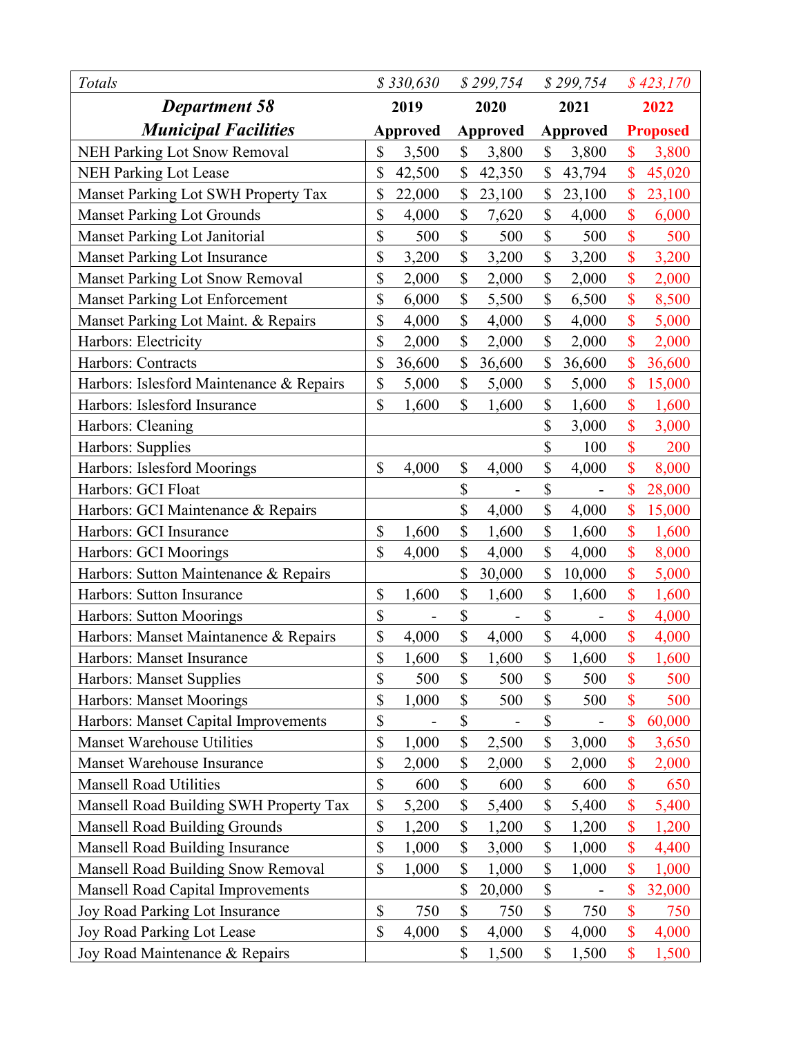| *Totals* | *$ 330,630* | *$ 299,754* | *$ 299,754* | *$ 423,170* |
|---|---|---|---|---|
| ***Department 58 Municipal Facilities*** | **2019 Approved** | **2020 Approved** | **2021 Approved** | **2022 Proposed** |
| NEH Parking Lot Snow Removal | $ 3,500 | $ 3,800 | $ 3,800 | $ 3,800 |
| NEH Parking Lot Lease | $ 42,500 | $ 42,350 | $ 43,794 | $ 45,020 |
| Manset Parking Lot SWH Property Tax | $ 22,000 | $ 23,100 | $ 23,100 | $ 23,100 |
| Manset Parking Lot Grounds | $ 4,000 | $ 7,620 | $ 4,000 | $ 6,000 |
| Manset Parking Lot Janitorial | $ 500 | $ 500 | $ 500 | $ 500 |
| Manset Parking Lot Insurance | $ 3,200 | $ 3,200 | $ 3,200 | $ 3,200 |
| Manset Parking Lot Snow Removal | $ 2,000 | $ 2,000 | $ 2,000 | $ 2,000 |
| Manset Parking Lot Enforcement | $ 6,000 | $ 5,500 | $ 6,500 | $ 8,500 |
| Manset Parking Lot Maint. & Repairs | $ 4,000 | $ 4,000 | $ 4,000 | $ 5,000 |
| Harbors: Electricity | $ 2,000 | $ 2,000 | $ 2,000 | $ 2,000 |
| Harbors: Contracts | $ 36,600 | $ 36,600 | $ 36,600 | $ 36,600 |
| Harbors: Islesford Maintenance & Repairs | $ 5,000 | $ 5,000 | $ 5,000 | $ 15,000 |
| Harbors: Islesford Insurance | $ 1,600 | $ 1,600 | $ 1,600 | $ 1,600 |
| Harbors: Cleaning | | | $ 3,000 | $ 3,000 |
| Harbors: Supplies | | | $ 100 | $ 200 |
| Harbors: Islesford Moorings | $ 4,000 | $ 4,000 | $ 4,000 | $ 8,000 |
| Harbors: GCI Float | | $ - | $ - | $ 28,000 |
| Harbors: GCI Maintenance & Repairs | | $ 4,000 | $ 4,000 | $ 15,000 |
| Harbors: GCI Insurance | $ 1,600 | $ 1,600 | $ 1,600 | $ 1,600 |
| Harbors: GCI Moorings | $ 4,000 | $ 4,000 | $ 4,000 | $ 8,000 |
| Harbors: Sutton Maintenance & Repairs | | $ 30,000 | $ 10,000 | $ 5,000 |
| Harbors: Sutton Insurance | $ 1,600 | $ 1,600 | $ 1,600 | $ 1,600 |
| Harbors: Sutton Moorings | $ - | $ - | $ - | $ 4,000 |
| Harbors: Manset Maintanence & Repairs | $ 4,000 | $ 4,000 | $ 4,000 | $ 4,000 |
| Harbors: Manset Insurance | $ 1,600 | $ 1,600 | $ 1,600 | $ 1,600 |
| Harbors: Manset Supplies | $ 500 | $ 500 | $ 500 | $ 500 |
| Harbors: Manset Moorings | $ 1,000 | $ 500 | $ 500 | $ 500 |
| Harbors: Manset Capital Improvements | $ - | $ - | $ - | $ 60,000 |
| Manset Warehouse Utilities | $ 1,000 | $ 2,500 | $ 3,000 | $ 3,650 |
| Manset Warehouse Insurance | $ 2,000 | $ 2,000 | $ 2,000 | $ 2,000 |
| Mansell Road Utilities | $ 600 | $ 600 | $ 600 | $ 650 |
| Mansell Road Building SWH Property Tax | $ 5,200 | $ 5,400 | $ 5,400 | $ 5,400 |
| Mansell Road Building Grounds | $ 1,200 | $ 1,200 | $ 1,200 | $ 1,200 |
| Mansell Road Building Insurance | $ 1,000 | $ 3,000 | $ 1,000 | $ 4,400 |
| Mansell Road Building Snow Removal | $ 1,000 | $ 1,000 | $ 1,000 | $ 1,000 |
| Mansell Road Capital Improvements | | $ 20,000 | $ - | $ 32,000 |
| Joy Road Parking Lot Insurance | $ 750 | $ 750 | $ 750 | $ 750 |
| Joy Road Parking Lot Lease | $ 4,000 | $ 4,000 | $ 4,000 | $ 4,000 |
| Joy Road Maintenance & Repairs | | $ 1,500 | $ 1,500 | $ 1,500 |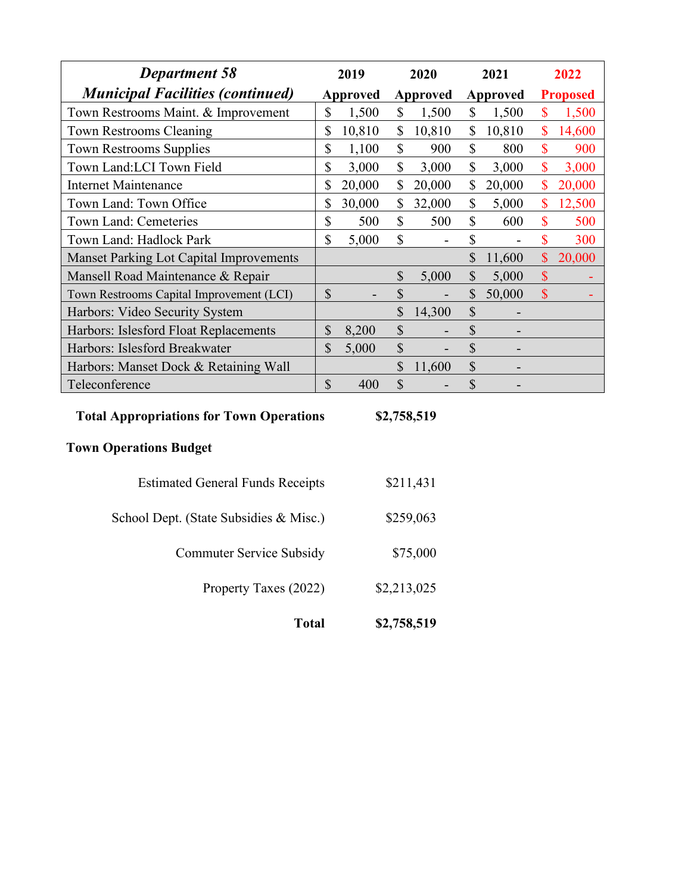| ***Department 58 Municipal Facilities (continued)*** | **2019 Approved** | **2020 Approved** | **2021 Approved** | **2022 Proposed** |
|---|---|---|---|---|
| Town Restrooms Maint. & Improvement | $ 1,500 | $ 1,500 | $ 1,500 | $ 1,500 |
| Town Restrooms Cleaning | $ 10,810 | $ 10,810 | $ 10,810 | $ 14,600 |
| Town Restrooms Supplies | $ 1,100 | $ 900 | $ 800 | $ 900 |
| Town Land:LCI Town Field | $ 3,000 | $ 3,000 | $ 3,000 | $ 3,000 |
| Internet Maintenance | $ 20,000 | $ 20,000 | $ 20,000 | $ 20,000 |
| Town Land: Town Office | $ 30,000 | $ 32,000 | $ 5,000 | $ 12,500 |
| Town Land: Cemeteries | $ 500 | $ 500 | $ 600 | $ 500 |
| Town Land: Hadlock Park | $ 5,000 | $ - | $ - | $ 300 |
| Manset Parking Lot Capital Improvements | | | $ 11,600 | $ 20,000 |
| Mansell Road Maintenance & Repair | | $ 5,000 | $ 5,000 | $ - |
| Town Restrooms Capital Improvement (LCI) | $ - | $ - | $ 50,000 | $ - |
| Harbors: Video Security System | | $ 14,300 | $ - | |
| Harbors: Islesford Float Replacements | $ 8,200 | $ - | $ - | |
| Harbors: Islesford Breakwater | $ 5,000 | $ - | $ - | |
| Harbors: Manset Dock & Retaining Wall | | $ 11,600 | $ - | |
| Teleconference | $ 400 | $ - | $ - | |

**Total Appropriations for Town Operations** **$2,758,519**

**Town Operations Budget**

| | |
|---|---|
| Estimated General Funds Receipts | $211,431 |
| School Dept. (State Subsidies & Misc.) | $259,063 |
| Commuter Service Subsidy | $75,000 |
| Property Taxes (2022) | $2,213,025 |
| **Total** | **$2,758,519** |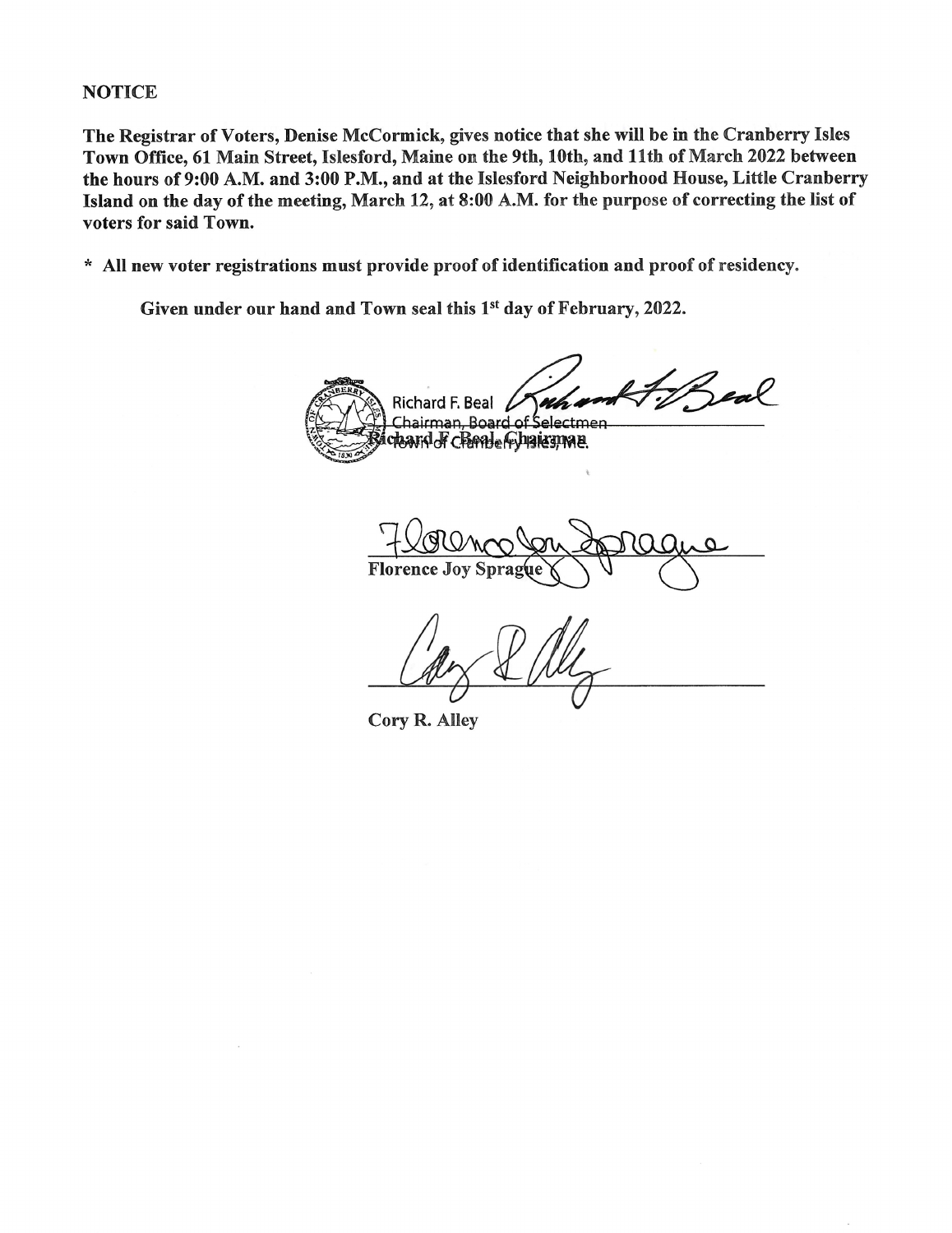**NOTICE**

**The Registrar of Voters, Denise McCormick, gives notice that she will be in the Cranberry Isles Town Office, 61 Main Street, Islesford, Maine on the 9th, 10th, and 11th of March 2022 between the hours of 9:00 A.M. and 3:00 P.M., and at the Islesford Neighborhood House, Little Cranberry Island on the day of the meeting, March 12, at 8:00 A.M. for the purpose of correcting the list of voters for said Town.**

**\* All new voter registrations must provide proof of identification and proof of residency.**

**Given under our hand and Town seal this 1st day of February, 2022.**

Richard F. Beal
Chairman, Board of Selectmen
Town of Cranberry Isles, ME.

**Florence Joy Sprague**

**Cory R. Alley**